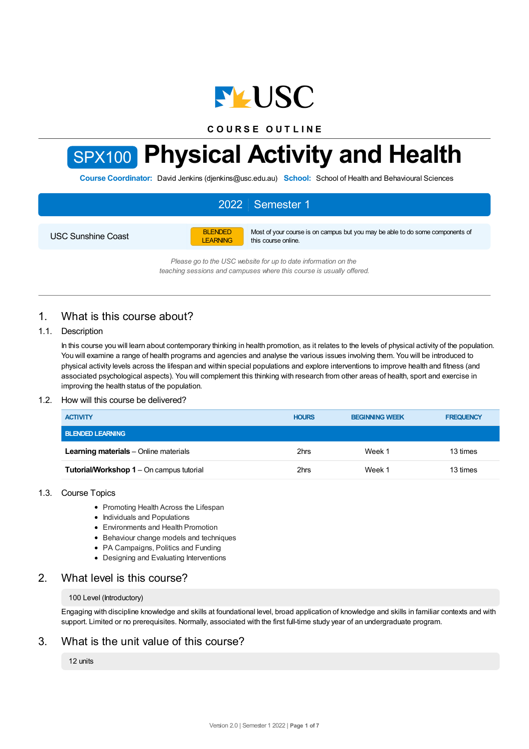USC

COURSE OUTLINE

# SPX100 Physical Activity and Health

**Course Coordinator:** David Jenkins (djenkins@usc.edu.au) **School:** School of Health and Behavioural Sciences

2022 | Semester 1

USC Sunshine Coast

BLENDED LEARNING — Most of your course is on campus but you may be able to do some components of this course online.

*Please go to the USC website for up to date information on the teaching sessions and campuses where this course is usually offered.*

## 1. What is this course about?

### 1.1. Description

In this course you will learn about contemporary thinking in health promotion, as it relates to the levels of physical activity of the population. You will examine a range of health programs and agencies and analyse the various issues involving them. You will be introduced to physical activity levels across the lifespan and within special populations and explore interventions to improve health and fitness (and associated psychological aspects). You will complement this thinking with research from other areas of health, sport and exercise in improving the health status of the population.

### 1.2. How will this course be delivered?

| ACTIVITY | HOURS | BEGINNING WEEK | FREQUENCY |
| --- | --- | --- | --- |
| BLENDED LEARNING | | | |
| **Learning materials** – Online materials | 2hrs | Week 1 | 13 times |
| **Tutorial/Workshop 1** – On campus tutorial | 2hrs | Week 1 | 13 times |

### 1.3. Course Topics

- Promoting Health Across the Lifespan
- Individuals and Populations
- Environments and Health Promotion
- Behaviour change models and techniques
- PA Campaigns, Politics and Funding
- Designing and Evaluating Interventions

## 2. What level is this course?

100 Level (Introductory)

Engaging with discipline knowledge and skills at foundational level, broad application of knowledge and skills in familiar contexts and with support. Limited or no prerequisites. Normally, associated with the first full-time study year of an undergraduate program.

## 3. What is the unit value of this course?

12 units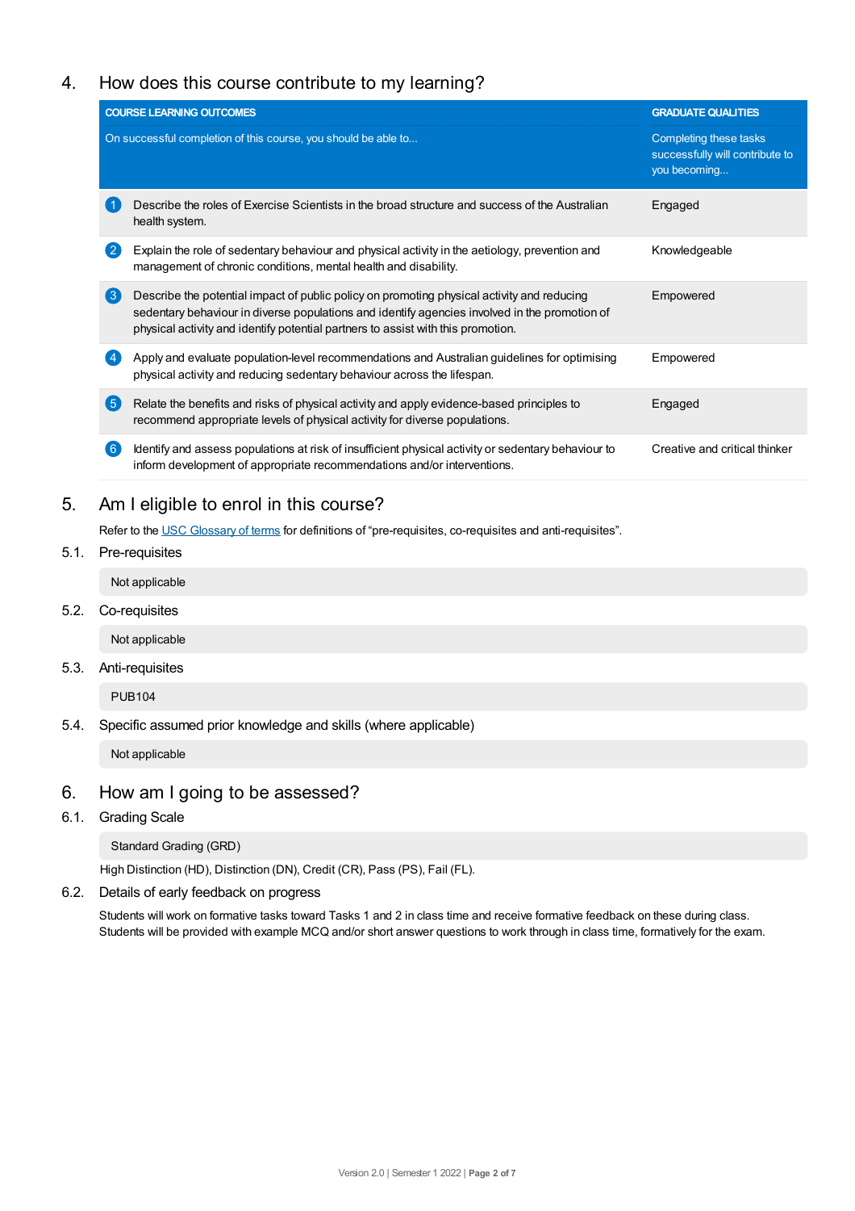## 4. How does this course contribute to my learning?

| | COURSE LEARNING OUTCOMES<br>On successful completion of this course, you should be able to... | GRADUATE QUALITIES<br>Completing these tasks successfully will contribute to you becoming... |
|---|---|---|
| 1 | Describe the roles of Exercise Scientists in the broad structure and success of the Australian health system. | Engaged |
| 2 | Explain the role of sedentary behaviour and physical activity in the aetiology, prevention and management of chronic conditions, mental health and disability. | Knowledgeable |
| 3 | Describe the potential impact of public policy on promoting physical activity and reducing sedentary behaviour in diverse populations and identify agencies involved in the promotion of physical activity and identify potential partners to assist with this promotion. | Empowered |
| 4 | Apply and evaluate population-level recommendations and Australian guidelines for optimising physical activity and reducing sedentary behaviour across the lifespan. | Empowered |
| 5 | Relate the benefits and risks of physical activity and apply evidence-based principles to recommend appropriate levels of physical activity for diverse populations. | Engaged |
| 6 | Identify and assess populations at risk of insufficient physical activity or sedentary behaviour to inform development of appropriate recommendations and/or interventions. | Creative and critical thinker |

## 5. Am I eligible to enrol in this course?

Refer to the USC Glossary of terms for definitions of "pre-requisites, co-requisites and anti-requisites".

### 5.1. Pre-requisites

Not applicable

### 5.2. Co-requisites

Not applicable

### 5.3. Anti-requisites

PUB104

### 5.4. Specific assumed prior knowledge and skills (where applicable)

Not applicable

## 6. How am I going to be assessed?

### 6.1. Grading Scale

Standard Grading (GRD)

High Distinction (HD), Distinction (DN), Credit (CR), Pass (PS), Fail (FL).

### 6.2. Details of early feedback on progress

Students will work on formative tasks toward Tasks 1 and 2 in class time and receive formative feedback on these during class. Students will be provided with example MCQ and/or short answer questions to work through in class time, formatively for the exam.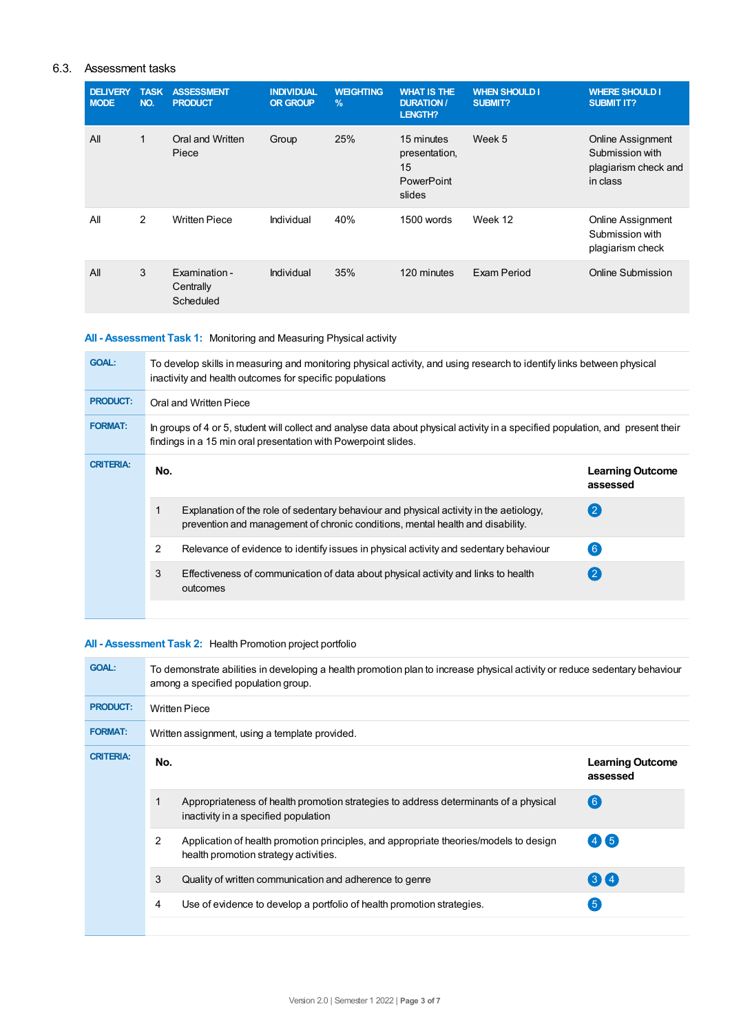## 6.3. Assessment tasks

| DELIVERY MODE | TASK NO. | ASSESSMENT PRODUCT | INDIVIDUAL OR GROUP | WEIGHTING % | WHAT IS THE DURATION / LENGTH? | WHEN SHOULD I SUBMIT? | WHERE SHOULD I SUBMIT IT? |
|---|---|---|---|---|---|---|---|
| All | 1 | Oral and Written Piece | Group | 25% | 15 minutes presentation, 15 PowerPoint slides | Week 5 | Online Assignment Submission with plagiarism check and in class |
| All | 2 | Written Piece | Individual | 40% | 1500 words | Week 12 | Online Assignment Submission with plagiarism check |
| All | 3 | Examination - Centrally Scheduled | Individual | 35% | 120 minutes | Exam Period | Online Submission |

### All - Assessment Task 1: Monitoring and Measuring Physical activity

**GOAL:** To develop skills in measuring and monitoring physical activity, and using research to identify links between physical inactivity and health outcomes for specific populations

**PRODUCT:** Oral and Written Piece

**FORMAT:** In groups of 4 or 5, student will collect and analyse data about physical activity in a specified population, and present their findings in a 15 min oral presentation with Powerpoint slides.

**CRITERIA:**

| No. | | Learning Outcome assessed |
|---|---|---|
| 1 | Explanation of the role of sedentary behaviour and physical activity in the aetiology, prevention and management of chronic conditions, mental health and disability. | 2 |
| 2 | Relevance of evidence to identify issues in physical activity and sedentary behaviour | 6 |
| 3 | Effectiveness of communication of data about physical activity and links to health outcomes | 2 |

### All - Assessment Task 2: Health Promotion project portfolio

**GOAL:** To demonstrate abilities in developing a health promotion plan to increase physical activity or reduce sedentary behaviour among a specified population group.

**PRODUCT:** Written Piece

**FORMAT:** Written assignment, using a template provided.

**CRITERIA:**

| No. | | Learning Outcome assessed |
|---|---|---|
| 1 | Appropriateness of health promotion strategies to address determinants of a physical inactivity in a specified population | 6 |
| 2 | Application of health promotion principles, and appropriate theories/models to design health promotion strategy activities. | 4 5 |
| 3 | Quality of written communication and adherence to genre | 3 4 |
| 4 | Use of evidence to develop a portfolio of health promotion strategies. | 5 |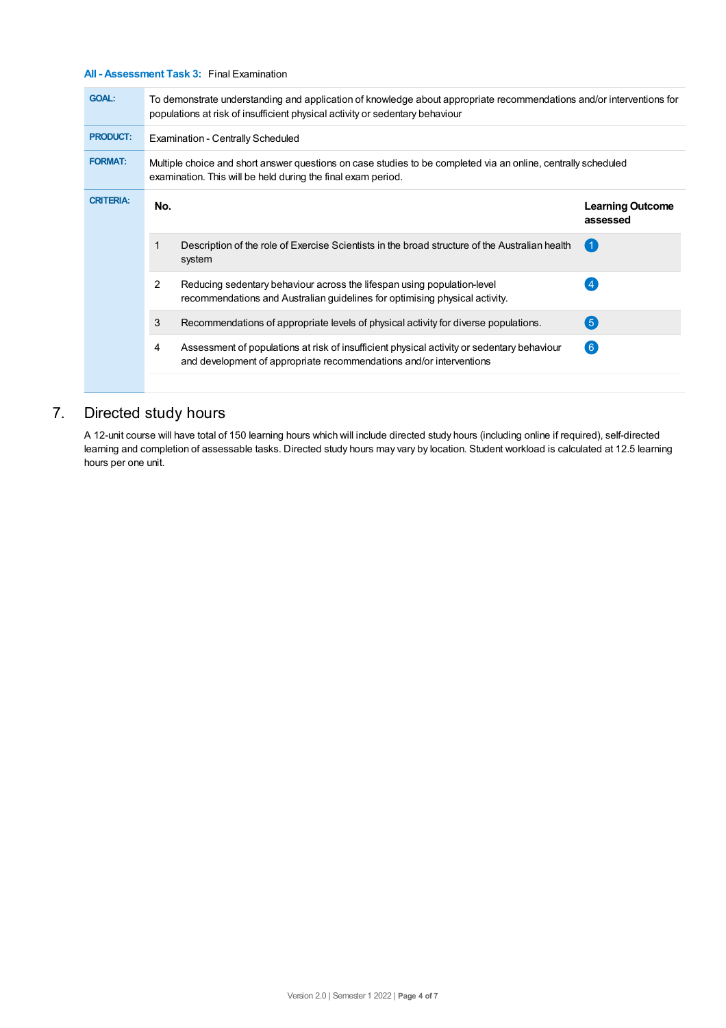**All - Assessment Task 3:** Final Examination

| | |
|---|---|
| **GOAL:** | To demonstrate understanding and application of knowledge about appropriate recommendations and/or interventions for populations at risk of insufficient physical activity or sedentary behaviour |
| **PRODUCT:** | Examination - Centrally Scheduled |
| **FORMAT:** | Multiple choice and short answer questions on case studies to be completed via an online, centrally scheduled examination. This will be held during the final exam period. |
| **CRITERIA:** | |

| No. | | Learning Outcome assessed |
|---|---|---|
| 1 | Description of the role of Exercise Scientists in the broad structure of the Australian health system | 1 |
| 2 | Reducing sedentary behaviour across the lifespan using population-level recommendations and Australian guidelines for optimising physical activity. | 4 |
| 3 | Recommendations of appropriate levels of physical activity for diverse populations. | 5 |
| 4 | Assessment of populations at risk of insufficient physical activity or sedentary behaviour and development of appropriate recommendations and/or interventions | 6 |

## 7. Directed study hours

A 12-unit course will have total of 150 learning hours which will include directed study hours (including online if required), self-directed learning and completion of assessable tasks. Directed study hours may vary by location. Student workload is calculated at 12.5 learning hours per one unit.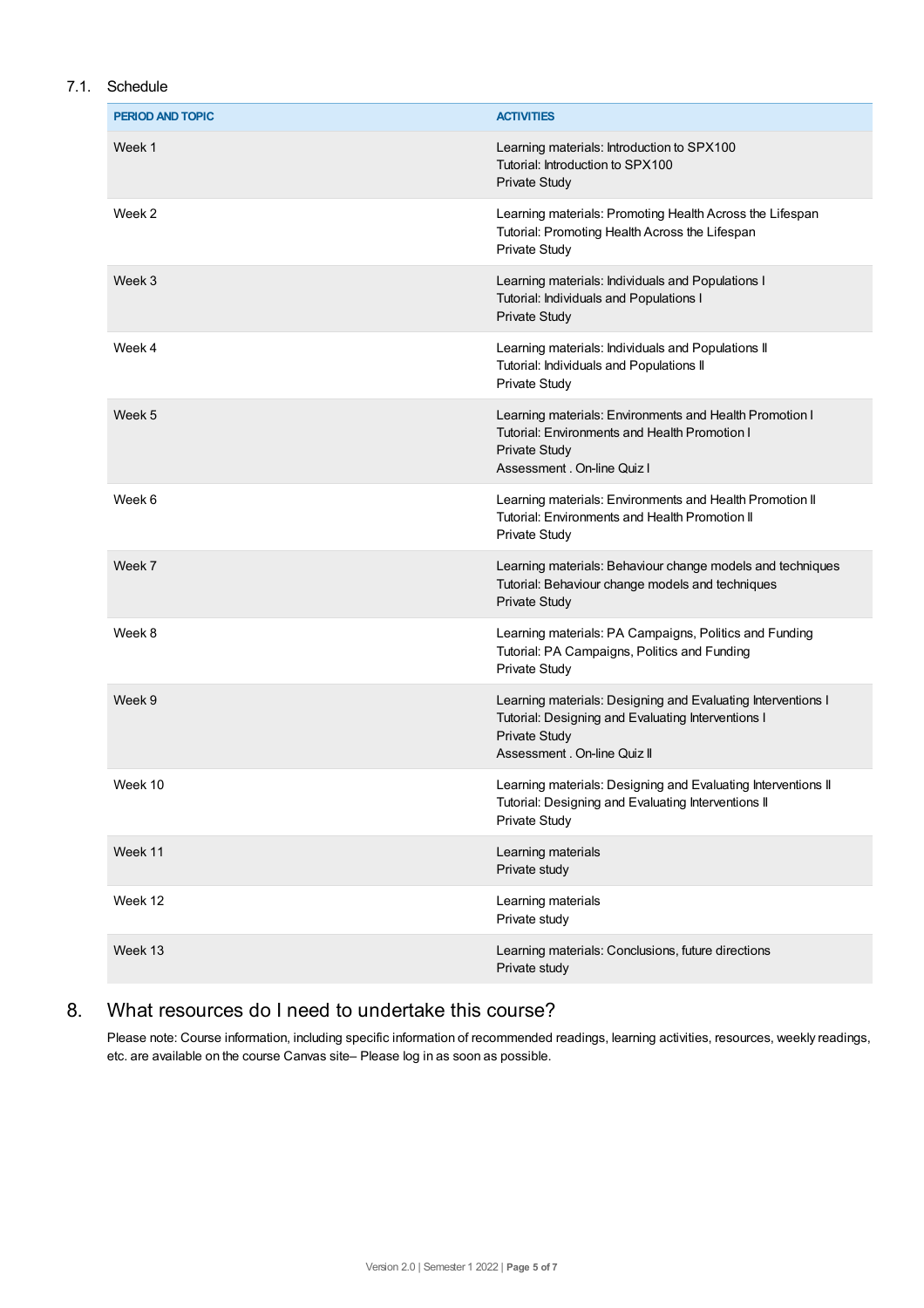### 7.1. Schedule

| PERIOD AND TOPIC | ACTIVITIES |
| --- | --- |
| Week 1 | Learning materials: Introduction to SPX100<br>Tutorial: Introduction to SPX100<br>Private Study |
| Week 2 | Learning materials: Promoting Health Across the Lifespan<br>Tutorial: Promoting Health Across the Lifespan<br>Private Study |
| Week 3 | Learning materials: Individuals and Populations I<br>Tutorial: Individuals and Populations I<br>Private Study |
| Week 4 | Learning materials: Individuals and Populations II<br>Tutorial: Individuals and Populations II<br>Private Study |
| Week 5 | Learning materials: Environments and Health Promotion I<br>Tutorial: Environments and Health Promotion I<br>Private Study<br>Assessment . On-line Quiz I |
| Week 6 | Learning materials: Environments and Health Promotion II<br>Tutorial: Environments and Health Promotion II<br>Private Study |
| Week 7 | Learning materials: Behaviour change models and techniques<br>Tutorial: Behaviour change models and techniques<br>Private Study |
| Week 8 | Learning materials: PA Campaigns, Politics and Funding<br>Tutorial: PA Campaigns, Politics and Funding<br>Private Study |
| Week 9 | Learning materials: Designing and Evaluating Interventions I<br>Tutorial: Designing and Evaluating Interventions I<br>Private Study<br>Assessment . On-line Quiz II |
| Week 10 | Learning materials: Designing and Evaluating Interventions II<br>Tutorial: Designing and Evaluating Interventions II<br>Private Study |
| Week 11 | Learning materials<br>Private study |
| Week 12 | Learning materials<br>Private study |
| Week 13 | Learning materials: Conclusions, future directions<br>Private study |

## 8. What resources do I need to undertake this course?

Please note: Course information, including specific information of recommended readings, learning activities, resources, weekly readings, etc. are available on the course Canvas site– Please log in as soon as possible.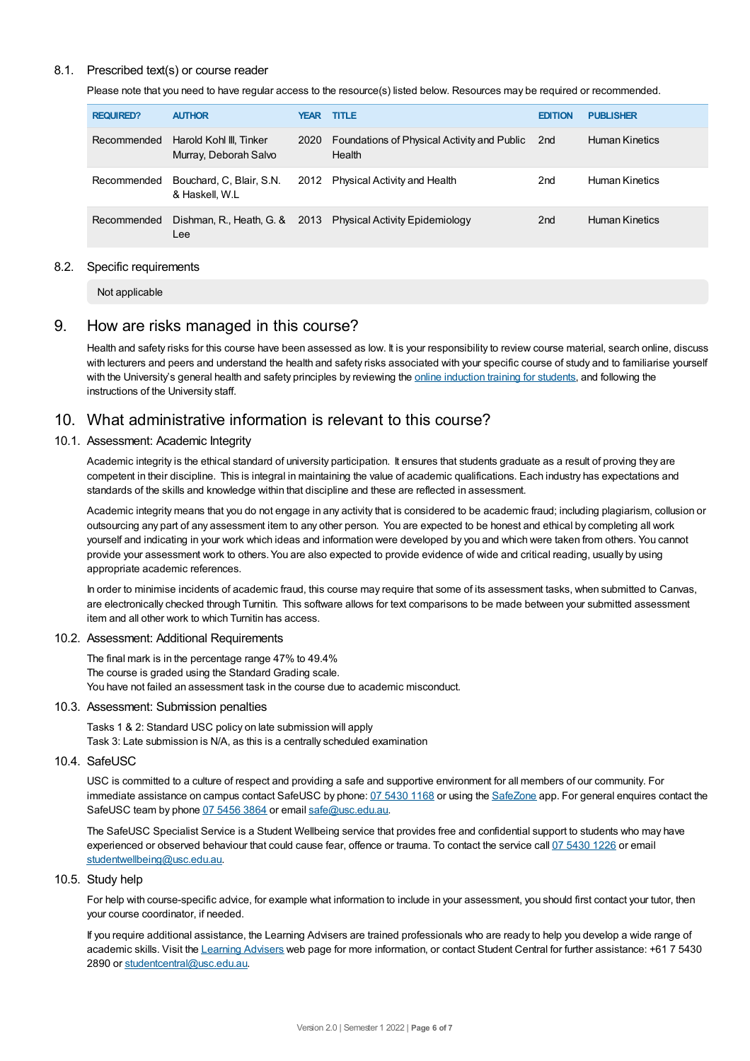### 8.1. Prescribed text(s) or course reader

Please note that you need to have regular access to the resource(s) listed below. Resources may be required or recommended.

| REQUIRED? | AUTHOR | YEAR | TITLE | EDITION | PUBLISHER |
|---|---|---|---|---|---|
| Recommended | Harold Kohl III, Tinker Murray, Deborah Salvo | 2020 | Foundations of Physical Activity and Public Health | 2nd | Human Kinetics |
| Recommended | Bouchard, C, Blair, S.N. & Haskell, W.L | 2012 | Physical Activity and Health | 2nd | Human Kinetics |
| Recommended | Dishman, R., Heath, G. & Lee | 2013 | Physical Activity Epidemiology | 2nd | Human Kinetics |

### 8.2. Specific requirements

Not applicable

## 9. How are risks managed in this course?

Health and safety risks for this course have been assessed as low. It is your responsibility to review course material, search online, discuss with lecturers and peers and understand the health and safety risks associated with your specific course of study and to familiarise yourself with the University's general health and safety principles by reviewing the online induction training for students, and following the instructions of the University staff.

## 10. What administrative information is relevant to this course?

### 10.1. Assessment: Academic Integrity

Academic integrity is the ethical standard of university participation. It ensures that students graduate as a result of proving they are competent in their discipline. This is integral in maintaining the value of academic qualifications. Each industry has expectations and standards of the skills and knowledge within that discipline and these are reflected in assessment.

Academic integrity means that you do not engage in any activity that is considered to be academic fraud; including plagiarism, collusion or outsourcing any part of any assessment item to any other person. You are expected to be honest and ethical by completing all work yourself and indicating in your work which ideas and information were developed by you and which were taken from others. You cannot provide your assessment work to others. You are also expected to provide evidence of wide and critical reading, usually by using appropriate academic references.

In order to minimise incidents of academic fraud, this course may require that some of its assessment tasks, when submitted to Canvas, are electronically checked through Turnitin. This software allows for text comparisons to be made between your submitted assessment item and all other work to which Turnitin has access.

### 10.2. Assessment: Additional Requirements

The final mark is in the percentage range 47% to 49.4%
The course is graded using the Standard Grading scale.
You have not failed an assessment task in the course due to academic misconduct.

### 10.3. Assessment: Submission penalties

Tasks 1 & 2: Standard USC policy on late submission will apply
Task 3: Late submission is N/A, as this is a centrally scheduled examination

### 10.4. SafeUSC

USC is committed to a culture of respect and providing a safe and supportive environment for all members of our community. For immediate assistance on campus contact SafeUSC by phone: 07 5430 1168 or using the SafeZone app. For general enquires contact the SafeUSC team by phone 07 5456 3864 or email safe@usc.edu.au.

The SafeUSC Specialist Service is a Student Wellbeing service that provides free and confidential support to students who may have experienced or observed behaviour that could cause fear, offence or trauma. To contact the service call 07 5430 1226 or email studentwellbeing@usc.edu.au.

### 10.5. Study help

For help with course-specific advice, for example what information to include in your assessment, you should first contact your tutor, then your course coordinator, if needed.

If you require additional assistance, the Learning Advisers are trained professionals who are ready to help you develop a wide range of academic skills. Visit the Learning Advisers web page for more information, or contact Student Central for further assistance: +61 7 5430 2890 or studentcentral@usc.edu.au.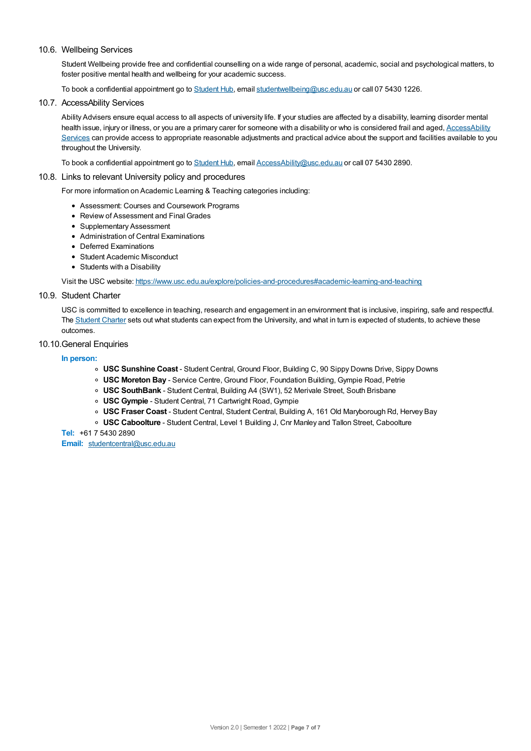### 10.6. Wellbeing Services

Student Wellbeing provide free and confidential counselling on a wide range of personal, academic, social and psychological matters, to foster positive mental health and wellbeing for your academic success.

To book a confidential appointment go to Student Hub, email studentwellbeing@usc.edu.au or call 07 5430 1226.

### 10.7. AccessAbility Services

Ability Advisers ensure equal access to all aspects of university life. If your studies are affected by a disability, learning disorder mental health issue, injury or illness, or you are a primary carer for someone with a disability or who is considered frail and aged, AccessAbility Services can provide access to appropriate reasonable adjustments and practical advice about the support and facilities available to you throughout the University.

To book a confidential appointment go to Student Hub, email AccessAbility@usc.edu.au or call 07 5430 2890.

### 10.8. Links to relevant University policy and procedures

For more information on Academic Learning & Teaching categories including:

- Assessment: Courses and Coursework Programs
- Review of Assessment and Final Grades
- Supplementary Assessment
- Administration of Central Examinations
- Deferred Examinations
- Student Academic Misconduct
- Students with a Disability

Visit the USC website: https://www.usc.edu.au/explore/policies-and-procedures#academic-learning-and-teaching

### 10.9. Student Charter

USC is committed to excellence in teaching, research and engagement in an environment that is inclusive, inspiring, safe and respectful. The Student Charter sets out what students can expect from the University, and what in turn is expected of students, to achieve these outcomes.

### 10.10. General Enquiries

**In person:**

- **USC Sunshine Coast** - Student Central, Ground Floor, Building C, 90 Sippy Downs Drive, Sippy Downs
- **USC Moreton Bay** - Service Centre, Ground Floor, Foundation Building, Gympie Road, Petrie
- **USC SouthBank** - Student Central, Building A4 (SW1), 52 Merivale Street, South Brisbane
- **USC Gympie** - Student Central, 71 Cartwright Road, Gympie
- **USC Fraser Coast** - Student Central, Student Central, Building A, 161 Old Maryborough Rd, Hervey Bay
- **USC Caboolture** - Student Central, Level 1 Building J, Cnr Manley and Tallon Street, Caboolture

**Tel:** +61 7 5430 2890

**Email:** studentcentral@usc.edu.au